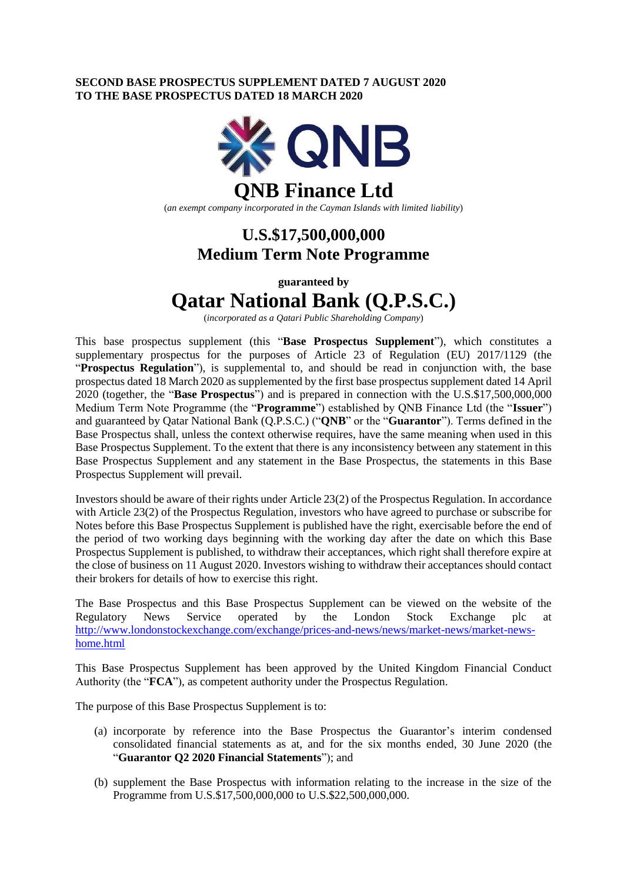**SECOND BASE PROSPECTUS SUPPLEMENT DATED 7 AUGUST 2020**
**TO THE BASE PROSPECTUS DATED 18 MARCH 2020**

QNB

# QNB Finance Ltd

(*an exempt company incorporated in the Cayman Islands with limited liability*)

## U.S.$17,500,000,000
## Medium Term Note Programme

**guaranteed by**

# Qatar National Bank (Q.P.S.C.)

(*incorporated as a Qatari Public Shareholding Company*)

This base prospectus supplement (this "**Base Prospectus Supplement**"), which constitutes a supplementary prospectus for the purposes of Article 23 of Regulation (EU) 2017/1129 (the "**Prospectus Regulation**"), is supplemental to, and should be read in conjunction with, the base prospectus dated 18 March 2020 as supplemented by the first base prospectus supplement dated 14 April 2020 (together, the "**Base Prospectus**") and is prepared in connection with the U.S.$17,500,000,000 Medium Term Note Programme (the "**Programme**") established by QNB Finance Ltd (the "**Issuer**") and guaranteed by Qatar National Bank (Q.P.S.C.) ("**QNB**" or the "**Guarantor**"). Terms defined in the Base Prospectus shall, unless the context otherwise requires, have the same meaning when used in this Base Prospectus Supplement. To the extent that there is any inconsistency between any statement in this Base Prospectus Supplement and any statement in the Base Prospectus, the statements in this Base Prospectus Supplement will prevail.

Investors should be aware of their rights under Article 23(2) of the Prospectus Regulation. In accordance with Article 23(2) of the Prospectus Regulation, investors who have agreed to purchase or subscribe for Notes before this Base Prospectus Supplement is published have the right, exercisable before the end of the period of two working days beginning with the working day after the date on which this Base Prospectus Supplement is published, to withdraw their acceptances, which right shall therefore expire at the close of business on 11 August 2020. Investors wishing to withdraw their acceptances should contact their brokers for details of how to exercise this right.

The Base Prospectus and this Base Prospectus Supplement can be viewed on the website of the Regulatory News Service operated by the London Stock Exchange plc at http://www.londonstockexchange.com/exchange/prices-and-news/news/market-news/market-news-home.html

This Base Prospectus Supplement has been approved by the United Kingdom Financial Conduct Authority (the "**FCA**"), as competent authority under the Prospectus Regulation.

The purpose of this Base Prospectus Supplement is to:

(a) incorporate by reference into the Base Prospectus the Guarantor's interim condensed consolidated financial statements as at, and for the six months ended, 30 June 2020 (the "**Guarantor Q2 2020 Financial Statements**"); and

(b) supplement the Base Prospectus with information relating to the increase in the size of the Programme from U.S.$17,500,000,000 to U.S.$22,500,000,000.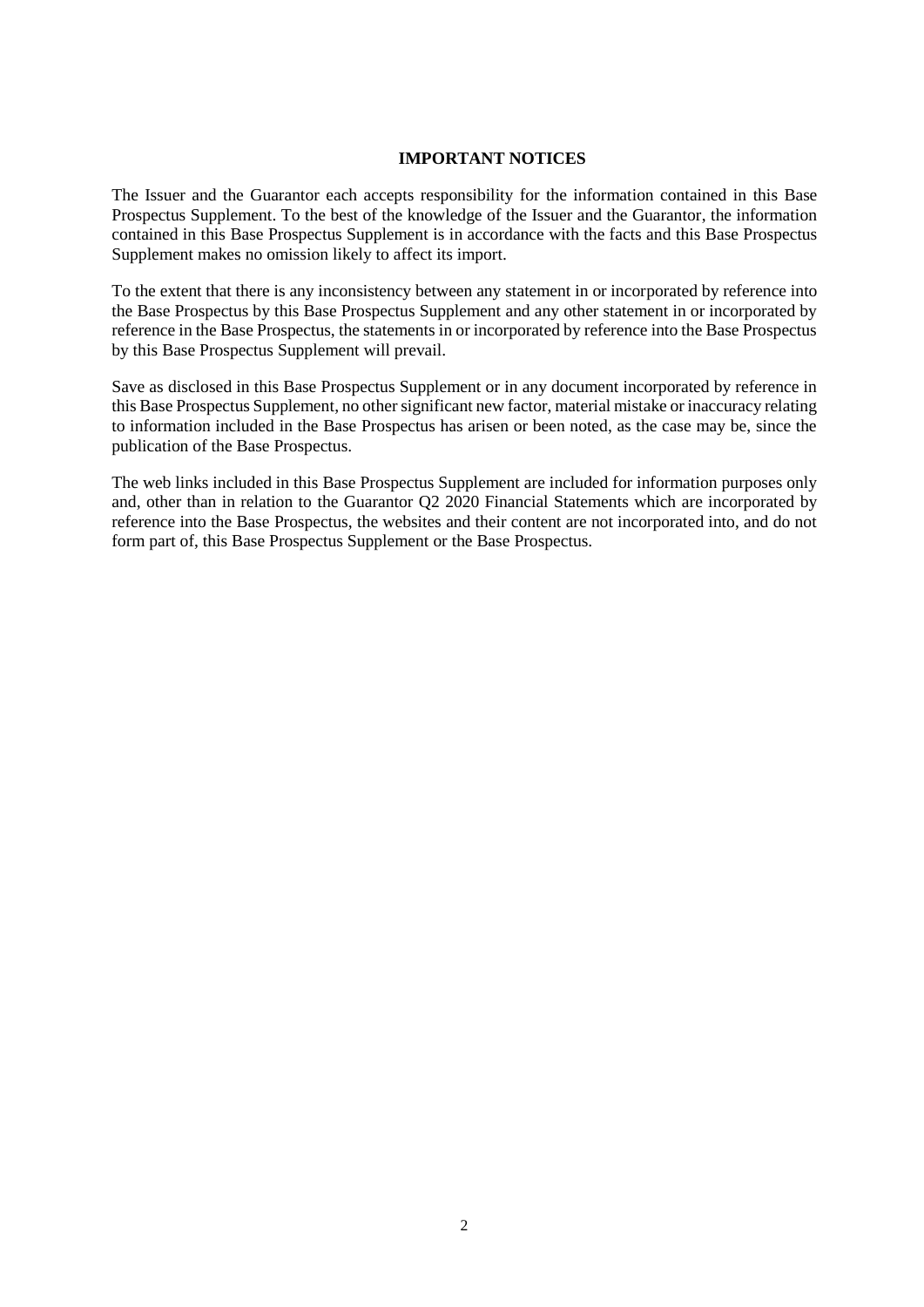# IMPORTANT NOTICES

The Issuer and the Guarantor each accepts responsibility for the information contained in this Base Prospectus Supplement. To the best of the knowledge of the Issuer and the Guarantor, the information contained in this Base Prospectus Supplement is in accordance with the facts and this Base Prospectus Supplement makes no omission likely to affect its import.

To the extent that there is any inconsistency between any statement in or incorporated by reference into the Base Prospectus by this Base Prospectus Supplement and any other statement in or incorporated by reference in the Base Prospectus, the statements in or incorporated by reference into the Base Prospectus by this Base Prospectus Supplement will prevail.

Save as disclosed in this Base Prospectus Supplement or in any document incorporated by reference in this Base Prospectus Supplement, no other significant new factor, material mistake or inaccuracy relating to information included in the Base Prospectus has arisen or been noted, as the case may be, since the publication of the Base Prospectus.

The web links included in this Base Prospectus Supplement are included for information purposes only and, other than in relation to the Guarantor Q2 2020 Financial Statements which are incorporated by reference into the Base Prospectus, the websites and their content are not incorporated into, and do not form part of, this Base Prospectus Supplement or the Base Prospectus.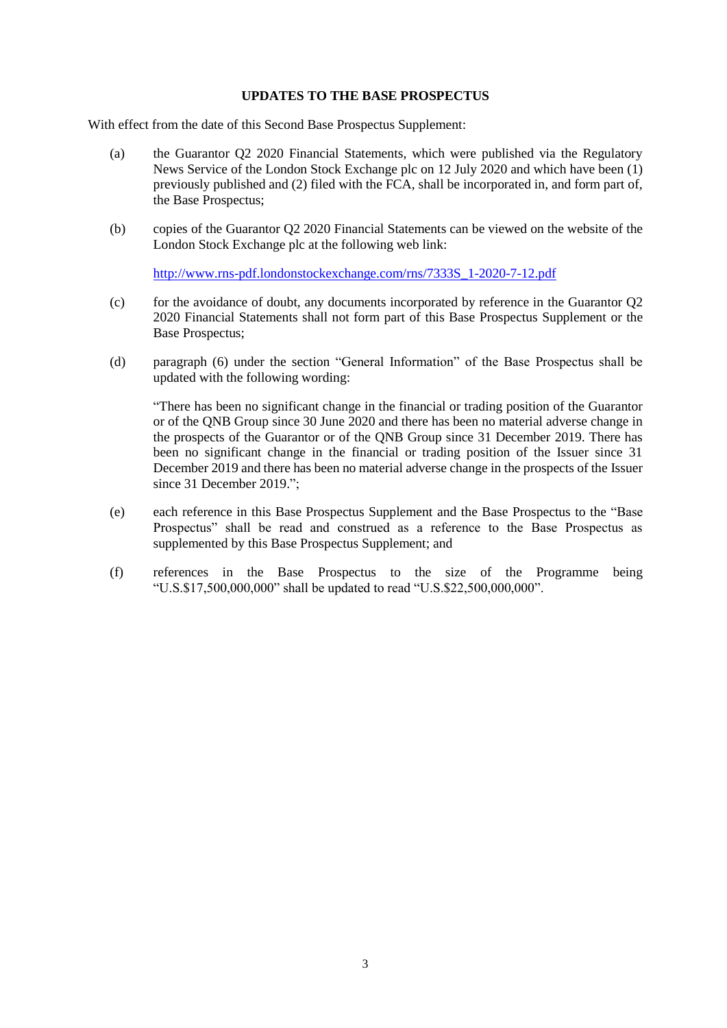# UPDATES TO THE BASE PROSPECTUS

With effect from the date of this Second Base Prospectus Supplement:

(a) the Guarantor Q2 2020 Financial Statements, which were published via the Regulatory News Service of the London Stock Exchange plc on 12 July 2020 and which have been (1) previously published and (2) filed with the FCA, shall be incorporated in, and form part of, the Base Prospectus;

(b) copies of the Guarantor Q2 2020 Financial Statements can be viewed on the website of the London Stock Exchange plc at the following web link:

[http://www.rns-pdf.londonstockexchange.com/rns/7333S_1-2020-7-12.pdf](http://www.rns-pdf.londonstockexchange.com/rns/7333S_1-2020-7-12.pdf)

(c) for the avoidance of doubt, any documents incorporated by reference in the Guarantor Q2 2020 Financial Statements shall not form part of this Base Prospectus Supplement or the Base Prospectus;

(d) paragraph (6) under the section "General Information" of the Base Prospectus shall be updated with the following wording:

"There has been no significant change in the financial or trading position of the Guarantor or of the QNB Group since 30 June 2020 and there has been no material adverse change in the prospects of the Guarantor or of the QNB Group since 31 December 2019. There has been no significant change in the financial or trading position of the Issuer since 31 December 2019 and there has been no material adverse change in the prospects of the Issuer since 31 December 2019.";

(e) each reference in this Base Prospectus Supplement and the Base Prospectus to the "Base Prospectus" shall be read and construed as a reference to the Base Prospectus as supplemented by this Base Prospectus Supplement; and

(f) references in the Base Prospectus to the size of the Programme being "U.S.$17,500,000,000" shall be updated to read "U.S.$22,500,000,000".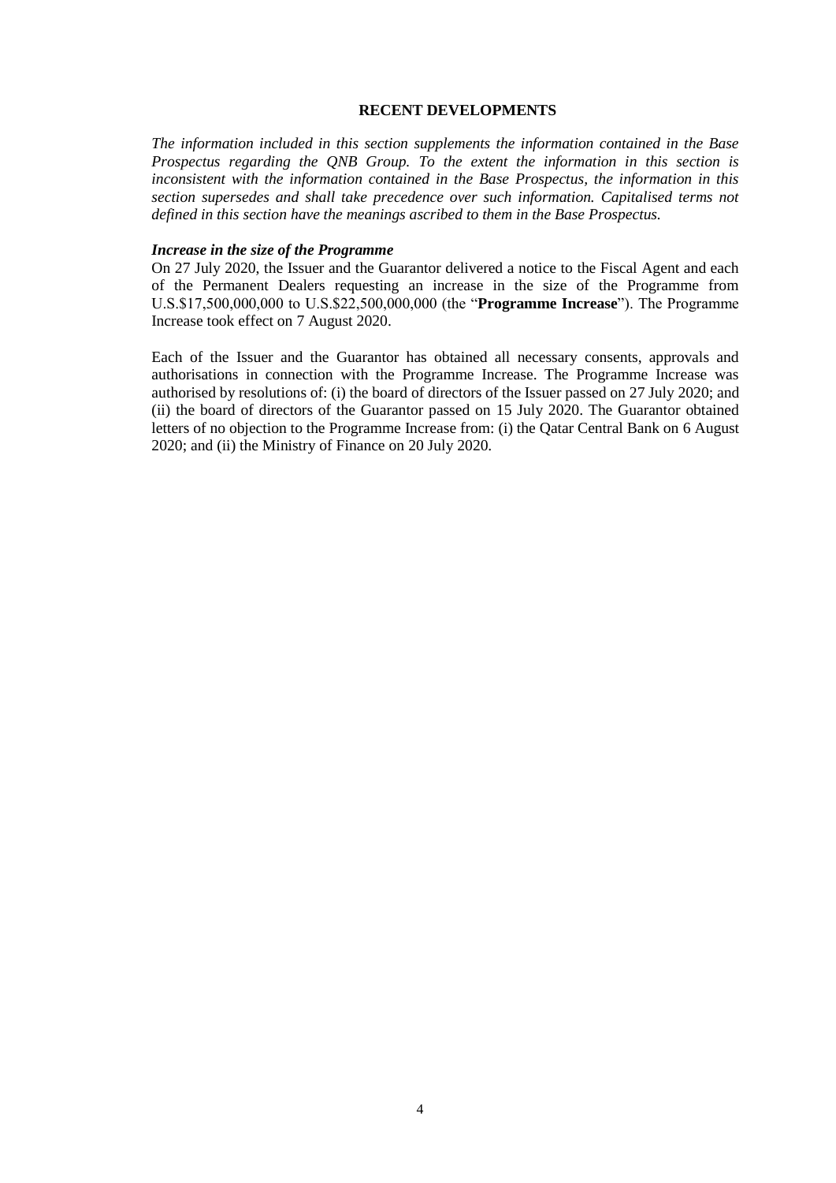# RECENT DEVELOPMENTS

*The information included in this section supplements the information contained in the Base Prospectus regarding the QNB Group. To the extent the information in this section is inconsistent with the information contained in the Base Prospectus, the information in this section supersedes and shall take precedence over such information. Capitalised terms not defined in this section have the meanings ascribed to them in the Base Prospectus.*

***Increase in the size of the Programme***

On 27 July 2020, the Issuer and the Guarantor delivered a notice to the Fiscal Agent and each of the Permanent Dealers requesting an increase in the size of the Programme from U.S.$17,500,000,000 to U.S.$22,500,000,000 (the "**Programme Increase**"). The Programme Increase took effect on 7 August 2020.

Each of the Issuer and the Guarantor has obtained all necessary consents, approvals and authorisations in connection with the Programme Increase. The Programme Increase was authorised by resolutions of: (i) the board of directors of the Issuer passed on 27 July 2020; and (ii) the board of directors of the Guarantor passed on 15 July 2020. The Guarantor obtained letters of no objection to the Programme Increase from: (i) the Qatar Central Bank on 6 August 2020; and (ii) the Ministry of Finance on 20 July 2020.